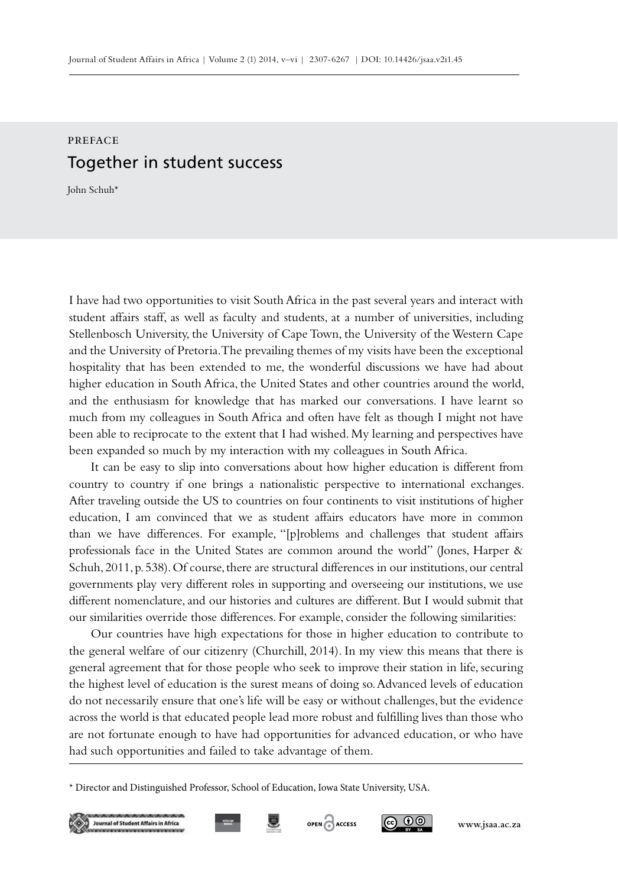PREFACE

# Together in student success

John Schuh*

I have had two opportunities to visit South Africa in the past several years and interact with student affairs staff, as well as faculty and students, at a number of universities, including Stellenbosch University, the University of Cape Town, the University of the Western Cape and the University of Pretoria. The prevailing themes of my visits have been the exceptional hospitality that has been extended to me, the wonderful discussions we have had about higher education in South Africa, the United States and other countries around the world, and the enthusiasm for knowledge that has marked our conversations. I have learnt so much from my colleagues in South Africa and often have felt as though I might not have been able to reciprocate to the extent that I had wished. My learning and perspectives have been expanded so much by my interaction with my colleagues in South Africa.

It can be easy to slip into conversations about how higher education is different from country to country if one brings a nationalistic perspective to international exchanges. After traveling outside the US to countries on four continents to visit institutions of higher education, I am convinced that we as student affairs educators have more in common than we have differences. For example, "[p]roblems and challenges that student affairs professionals face in the United States are common around the world" (Jones, Harper & Schuh, 2011, p. 538). Of course, there are structural differences in our institutions, our central governments play very different roles in supporting and overseeing our institutions, we use different nomenclature, and our histories and cultures are different. But I would submit that our similarities override those differences. For example, consider the following similarities:

Our countries have high expectations for those in higher education to contribute to the general welfare of our citizenry (Churchill, 2014). In my view this means that there is general agreement that for those people who seek to improve their station in life, securing the highest level of education is the surest means of doing so. Advanced levels of education do not necessarily ensure that one's life will be easy or without challenges, but the evidence across the world is that educated people lead more robust and fulfilling lives than those who are not fortunate enough to have had opportunities for advanced education, or who have had such opportunities and failed to take advantage of them.

* Director and Distinguished Professor, School of Education, Iowa State University, USA.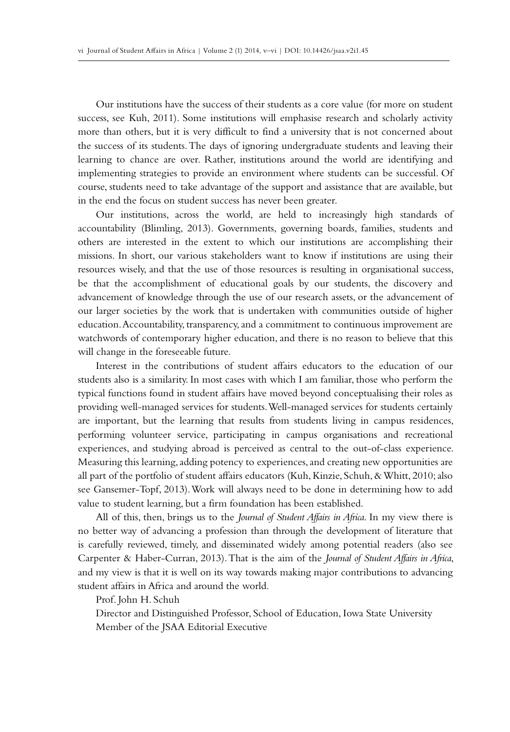Our institutions have the success of their students as a core value (for more on student success, see Kuh, 2011). Some institutions will emphasise research and scholarly activity more than others, but it is very difficult to find a university that is not concerned about the success of its students. The days of ignoring undergraduate students and leaving their learning to chance are over. Rather, institutions around the world are identifying and implementing strategies to provide an environment where students can be successful. Of course, students need to take advantage of the support and assistance that are available, but in the end the focus on student success has never been greater.

Our institutions, across the world, are held to increasingly high standards of accountability (Blimling, 2013). Governments, governing boards, families, students and others are interested in the extent to which our institutions are accomplishing their missions. In short, our various stakeholders want to know if institutions are using their resources wisely, and that the use of those resources is resulting in organisational success, be that the accomplishment of educational goals by our students, the discovery and advancement of knowledge through the use of our research assets, or the advancement of our larger societies by the work that is undertaken with communities outside of higher education. Accountability, transparency, and a commitment to continuous improvement are watchwords of contemporary higher education, and there is no reason to believe that this will change in the foreseeable future.

Interest in the contributions of student affairs educators to the education of our students also is a similarity. In most cases with which I am familiar, those who perform the typical functions found in student affairs have moved beyond conceptualising their roles as providing well-managed services for students. Well-managed services for students certainly are important, but the learning that results from students living in campus residences, performing volunteer service, participating in campus organisations and recreational experiences, and studying abroad is perceived as central to the out-of-class experience. Measuring this learning, adding potency to experiences, and creating new opportunities are all part of the portfolio of student affairs educators (Kuh, Kinzie, Schuh, & Whitt, 2010; also see Gansemer-Topf, 2013). Work will always need to be done in determining how to add value to student learning, but a firm foundation has been established.

All of this, then, brings us to the *Journal of Student Affairs in Africa*. In my view there is no better way of advancing a profession than through the development of literature that is carefully reviewed, timely, and disseminated widely among potential readers (also see Carpenter & Haber-Curran, 2013). That is the aim of the *Journal of Student Affairs in Africa*, and my view is that it is well on its way towards making major contributions to advancing student affairs in Africa and around the world.

Prof. John H. Schuh

Director and Distinguished Professor, School of Education, Iowa State University
Member of the JSAA Editorial Executive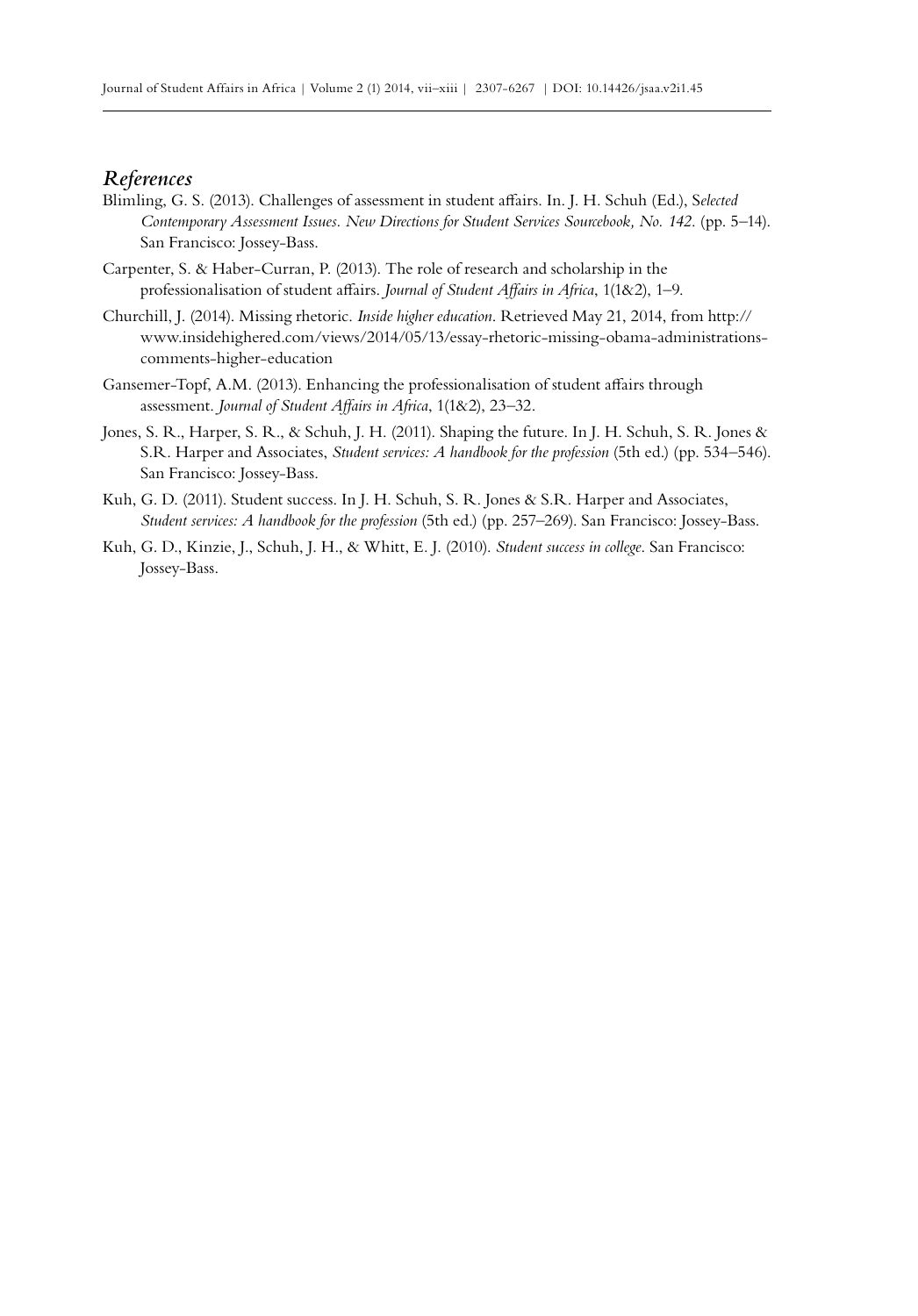## *References*

Blimling, G. S. (2013). Challenges of assessment in student affairs. In. J. H. Schuh (Ed.), S*elected Contemporary Assessment Issues. New Directions for Student Services Sourcebook, No. 142*. (pp. 5–14). San Francisco: Jossey-Bass.

Carpenter, S. & Haber-Curran, P. (2013). The role of research and scholarship in the professionalisation of student affairs. *Journal of Student Affairs in Africa*, 1(1&2), 1–9.

Churchill, J. (2014). Missing rhetoric. *Inside higher education*. Retrieved May 21, 2014, from http://www.insidehighered.com/views/2014/05/13/essay-rhetoric-missing-obama-administrations-comments-higher-education

Gansemer-Topf, A.M. (2013). Enhancing the professionalisation of student affairs through assessment. *Journal of Student Affairs in Africa*, 1(1&2), 23–32.

Jones, S. R., Harper, S. R., & Schuh, J. H. (2011). Shaping the future. In J. H. Schuh, S. R. Jones & S.R. Harper and Associates, *Student services: A handbook for the profession* (5th ed.) (pp. 534–546). San Francisco: Jossey-Bass.

Kuh, G. D. (2011). Student success. In J. H. Schuh, S. R. Jones & S.R. Harper and Associates, *Student services: A handbook for the profession* (5th ed.) (pp. 257–269). San Francisco: Jossey-Bass.

Kuh, G. D., Kinzie, J., Schuh, J. H., & Whitt, E. J. (2010). *Student success in college*. San Francisco: Jossey-Bass.